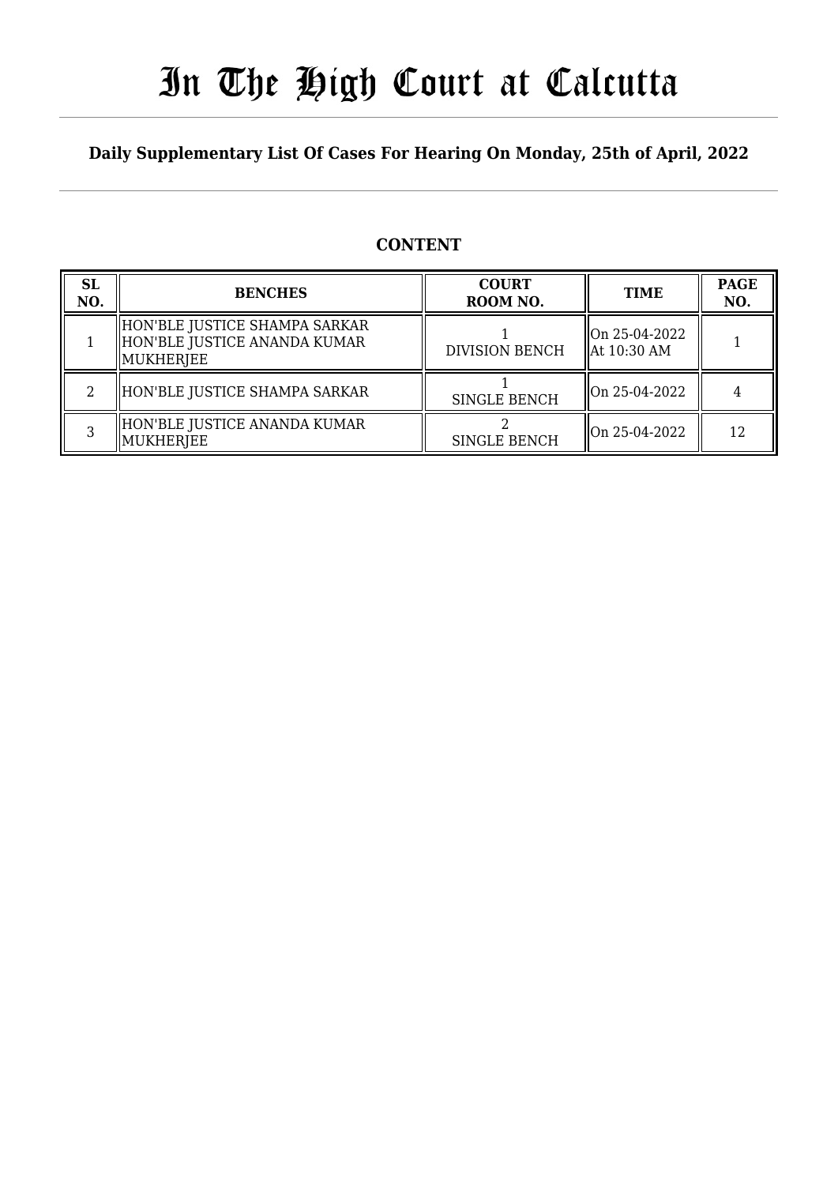# In The High Court at Calcutta

## Daily Supplementary List Of Cases For Hearing On Monday, 25th of April, 2022

### CONTENT

| SL NO. | BENCHES | COURT ROOM NO. | TIME | PAGE NO. |
|---|---|---|---|---|
| 1 | HON'BLE JUSTICE SHAMPA SARKAR<br>HON'BLE JUSTICE ANANDA KUMAR MUKHERJEE | 1<br>DIVISION BENCH | On 25-04-2022<br>At 10:30 AM | 1 |
| 2 | HON'BLE JUSTICE SHAMPA SARKAR | 1<br>SINGLE BENCH | On 25-04-2022 | 4 |
| 3 | HON'BLE JUSTICE ANANDA KUMAR MUKHERJEE | 2<br>SINGLE BENCH | On 25-04-2022 | 12 |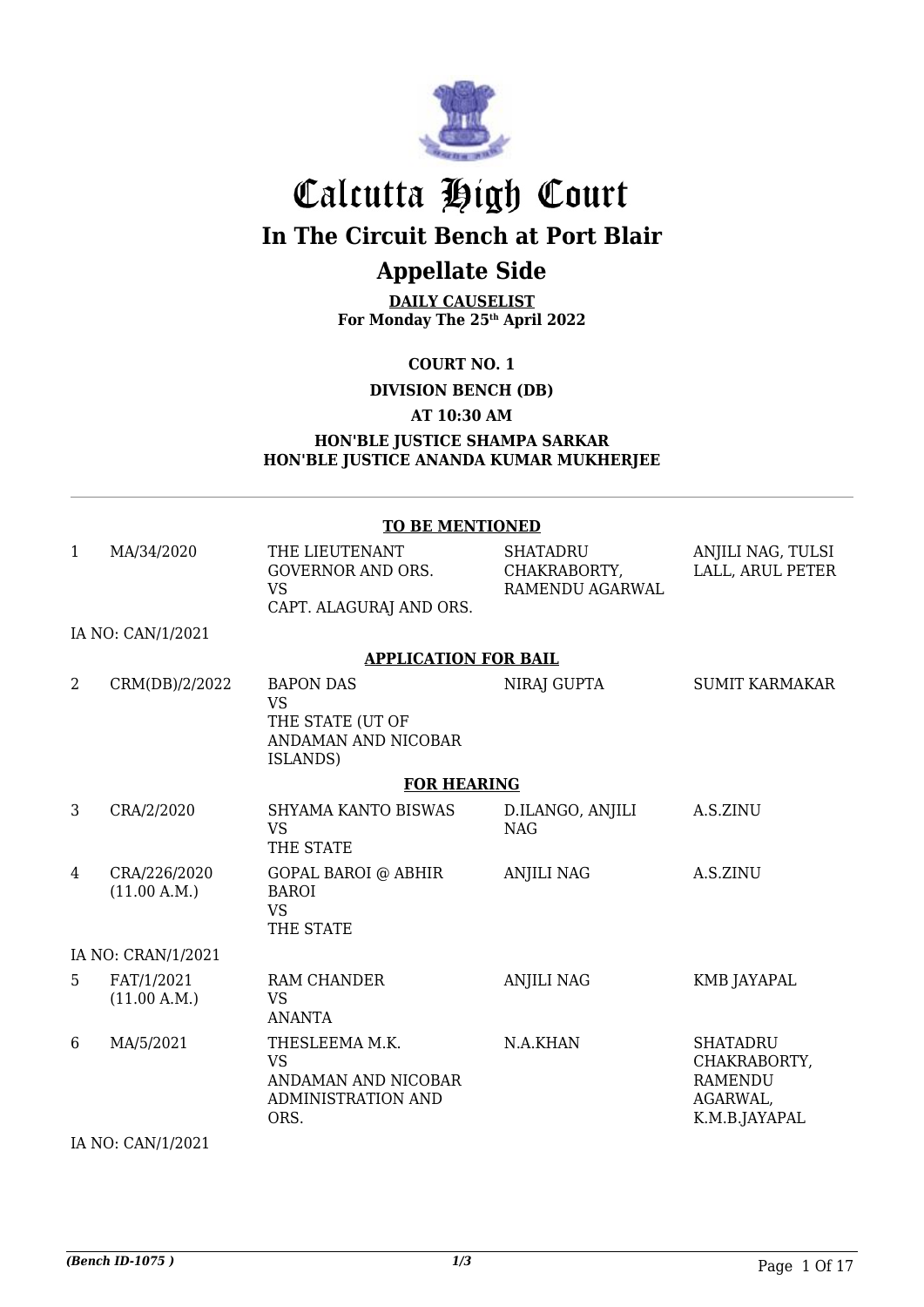# Calcutta High Court

## In The Circuit Bench at Port Blair

## Appellate Side

**DAILY CAUSELIST**
**For Monday The 25th April 2022**

**COURT NO. 1**

**DIVISION BENCH (DB)**

**AT 10:30 AM**

**HON'BLE JUSTICE SHAMPA SARKAR**
**HON'BLE JUSTICE ANANDA KUMAR MUKHERJEE**

---

**TO BE MENTIONED**

| | | | | |
|---|---|---|---|---|
| 1 | MA/34/2020 | THE LIEUTENANT GOVERNOR AND ORS. VS CAPT. ALAGURAJ AND ORS. | SHATADRU CHAKRABORTY, RAMENDU AGARWAL | ANJILI NAG, TULSI LALL, ARUL PETER |
| IA NO: CAN/1/2021 | | | | |

**APPLICATION FOR BAIL**

| | | | | |
|---|---|---|---|---|
| 2 | CRM(DB)/2/2022 | BAPON DAS VS THE STATE (UT OF ANDAMAN AND NICOBAR ISLANDS) | NIRAJ GUPTA | SUMIT KARMAKAR |

**FOR HEARING**

| | | | | |
|---|---|---|---|---|
| 3 | CRA/2/2020 | SHYAMA KANTO BISWAS VS THE STATE | D.ILANGO, ANJILI NAG | A.S.ZINU |
| 4 | CRA/226/2020 (11.00 A.M.) | GOPAL BAROI @ ABHIR BAROI VS THE STATE | ANJILI NAG | A.S.ZINU |
| IA NO: CRAN/1/2021 | | | | |
| 5 | FAT/1/2021 (11.00 A.M.) | RAM CHANDER VS ANANTA | ANJILI NAG | KMB JAYAPAL |
| 6 | MA/5/2021 | THESLEEMA M.K. VS ANDAMAN AND NICOBAR ADMINISTRATION AND ORS. | N.A.KHAN | SHATADRU CHAKRABORTY, RAMENDU AGARWAL, K.M.B.JAYAPAL |
| IA NO: CAN/1/2021 | | | | |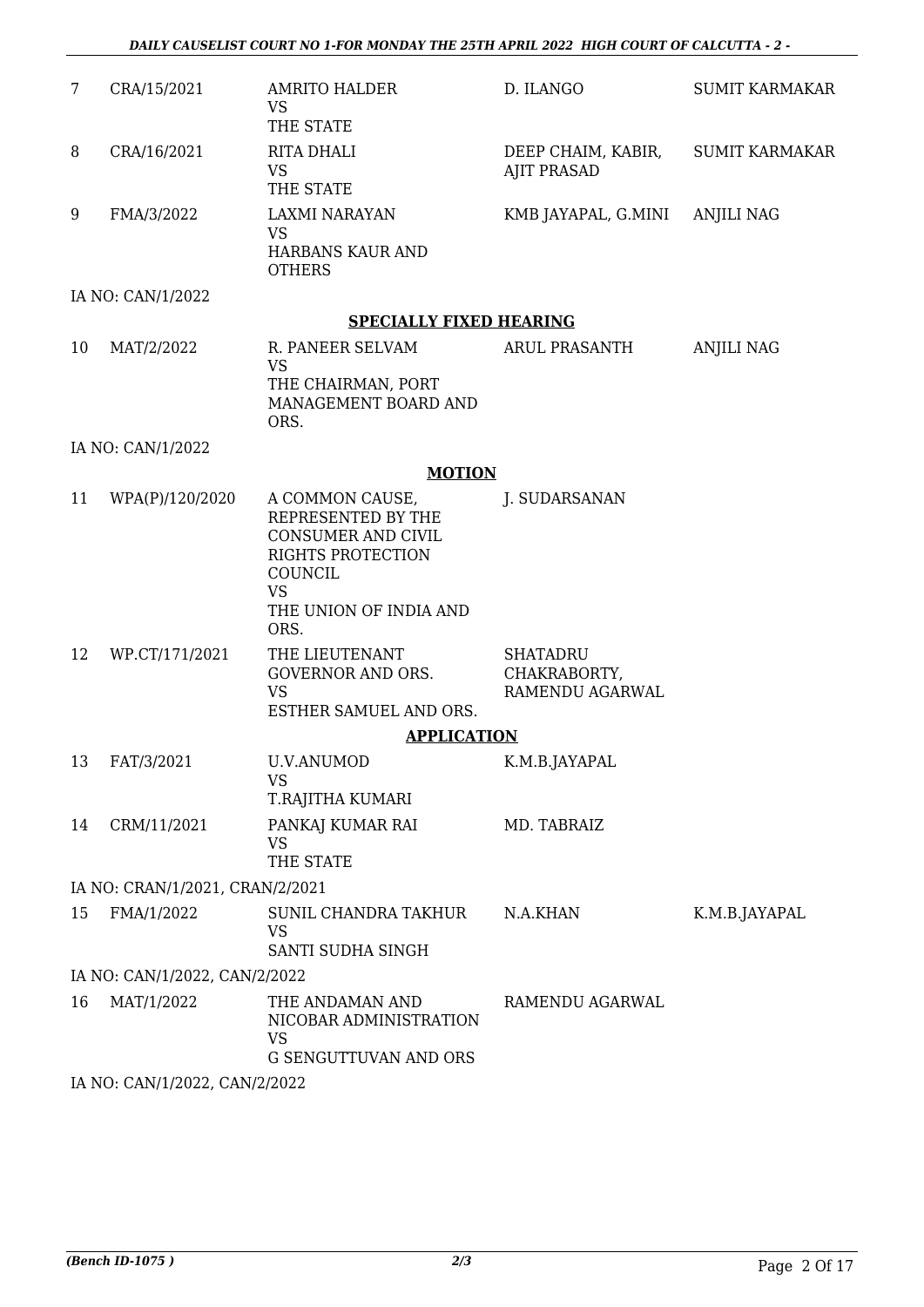| | | | | |
|---|---|---|---|---|
| 7 | CRA/15/2021 | AMRITO HALDER<br>VS<br>THE STATE | D. ILANGO | SUMIT KARMAKAR |
| 8 | CRA/16/2021 | RITA DHALI<br>VS<br>THE STATE | DEEP CHAIM, KABIR, AJIT PRASAD | SUMIT KARMAKAR |
| 9 | FMA/3/2022 | LAXMI NARAYAN<br>VS<br>HARBANS KAUR AND OTHERS | KMB JAYAPAL, G.MINI | ANJILI NAG |

IA NO: CAN/1/2022

**SPECIALLY FIXED HEARING**

| | | | | |
|---|---|---|---|---|
| 10 | MAT/2/2022 | R. PANEER SELVAM<br>VS<br>THE CHAIRMAN, PORT MANAGEMENT BOARD AND ORS. | ARUL PRASANTH | ANJILI NAG |

IA NO: CAN/1/2022

**MOTION**

| | | | | |
|---|---|---|---|---|
| 11 | WPA(P)/120/2020 | A COMMON CAUSE, REPRESENTED BY THE CONSUMER AND CIVIL RIGHTS PROTECTION COUNCIL<br>VS<br>THE UNION OF INDIA AND ORS. | J. SUDARSANAN | |
| 12 | WP.CT/171/2021 | THE LIEUTENANT GOVERNOR AND ORS.<br>VS<br>ESTHER SAMUEL AND ORS. | SHATADRU CHAKRABORTY, RAMENDU AGARWAL | |

**APPLICATION**

| | | | | |
|---|---|---|---|---|
| 13 | FAT/3/2021 | U.V.ANUMOD<br>VS<br>T.RAJITHA KUMARI | K.M.B.JAYAPAL | |
| 14 | CRM/11/2021 | PANKAJ KUMAR RAI<br>VS<br>THE STATE | MD. TABRAIZ | |

IA NO: CRAN/1/2021, CRAN/2/2021

| | | | | |
|---|---|---|---|---|
| 15 | FMA/1/2022 | SUNIL CHANDRA TAKHUR<br>VS<br>SANTI SUDHA SINGH | N.A.KHAN | K.M.B.JAYAPAL |

IA NO: CAN/1/2022, CAN/2/2022

| | | | | |
|---|---|---|---|---|
| 16 | MAT/1/2022 | THE ANDAMAN AND NICOBAR ADMINISTRATION<br>VS<br>G SENGUTTUVAN AND ORS | RAMENDU AGARWAL | |

IA NO: CAN/1/2022, CAN/2/2022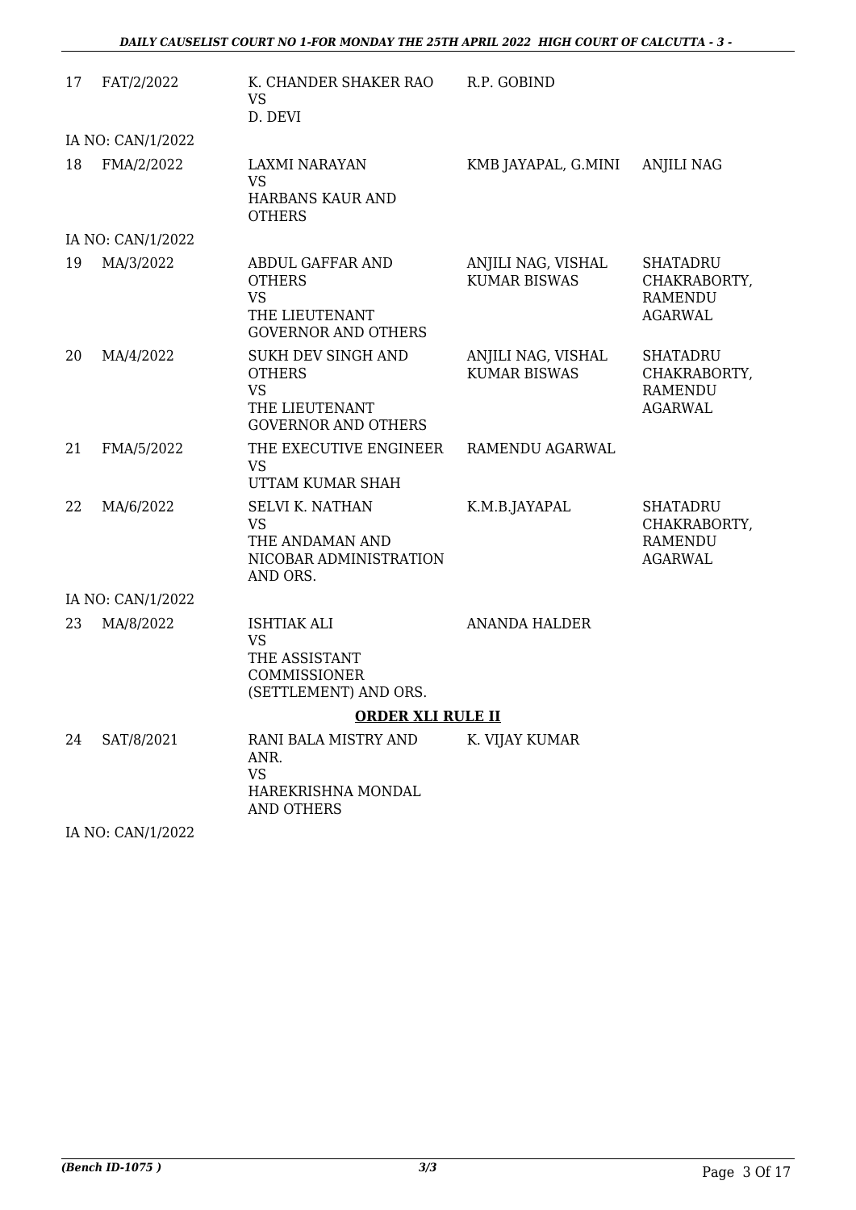| | | | | |
|---|---|---|---|---|
| 17 | FAT/2/2022 | K. CHANDER SHAKER RAO<br>VS<br>D. DEVI | R.P. GOBIND | |
| IA NO: CAN/1/2022 | | | | |
| 18 | FMA/2/2022 | LAXMI NARAYAN<br>VS<br>HARBANS KAUR AND OTHERS | KMB JAYAPAL, G.MINI | ANJILI NAG |
| IA NO: CAN/1/2022 | | | | |
| 19 | MA/3/2022 | ABDUL GAFFAR AND OTHERS<br>VS<br>THE LIEUTENANT GOVERNOR AND OTHERS | ANJILI NAG, VISHAL KUMAR BISWAS | SHATADRU CHAKRABORTY, RAMENDU AGARWAL |
| 20 | MA/4/2022 | SUKH DEV SINGH AND OTHERS<br>VS<br>THE LIEUTENANT GOVERNOR AND OTHERS | ANJILI NAG, VISHAL KUMAR BISWAS | SHATADRU CHAKRABORTY, RAMENDU AGARWAL |
| 21 | FMA/5/2022 | THE EXECUTIVE ENGINEER<br>VS<br>UTTAM KUMAR SHAH | RAMENDU AGARWAL | |
| 22 | MA/6/2022 | SELVI K. NATHAN<br>VS<br>THE ANDAMAN AND NICOBAR ADMINISTRATION AND ORS. | K.M.B.JAYAPAL | SHATADRU CHAKRABORTY, RAMENDU AGARWAL |
| IA NO: CAN/1/2022 | | | | |
| 23 | MA/8/2022 | ISHTIAK ALI<br>VS<br>THE ASSISTANT COMMISSIONER (SETTLEMENT) AND ORS. | ANANDA HALDER | |

**ORDER XLI RULE II**

| | | | | |
|---|---|---|---|---|
| 24 | SAT/8/2021 | RANI BALA MISTRY AND ANR.<br>VS<br>HAREKRISHNA MONDAL AND OTHERS | K. VIJAY KUMAR | |
| IA NO: CAN/1/2022 | | | | |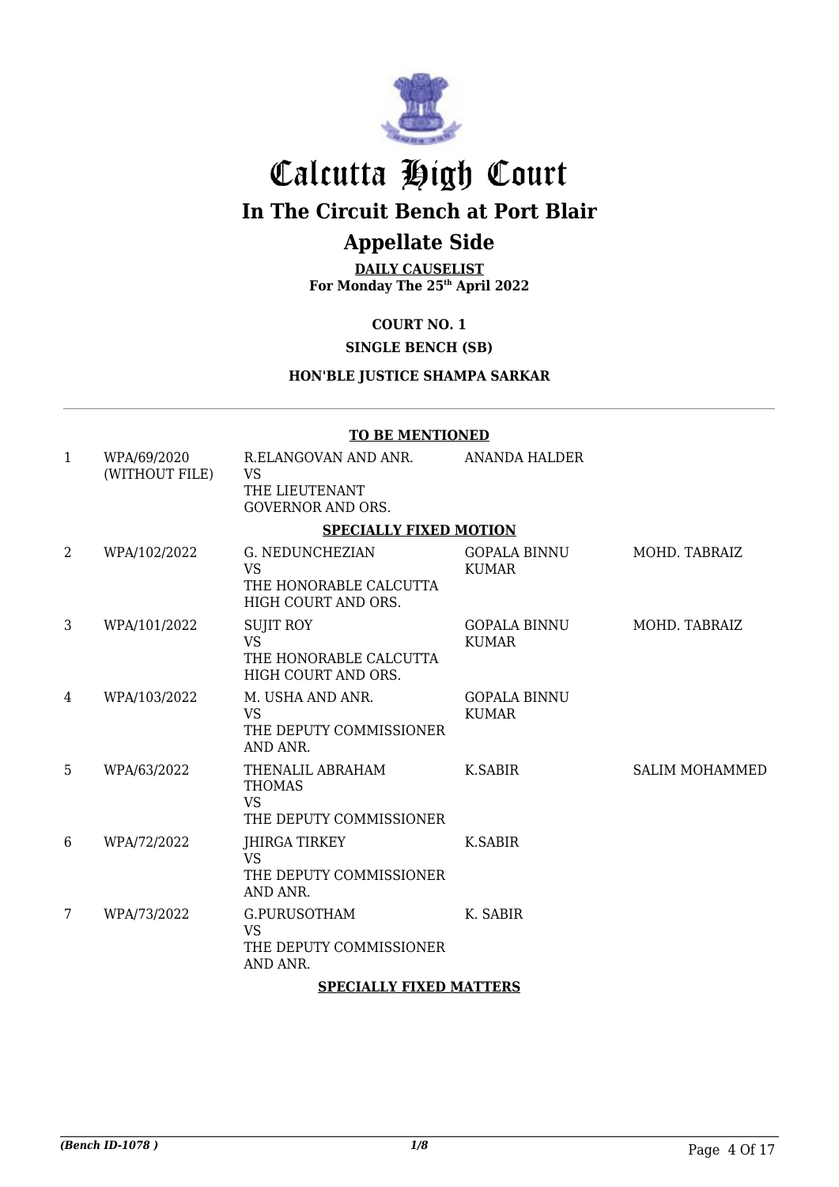# Calcutta High Court

## In The Circuit Bench at Port Blair

## Appellate Side

**DAILY CAUSELIST**
**For Monday The 25th April 2022**

**COURT NO. 1**

**SINGLE BENCH (SB)**

**HON'BLE JUSTICE SHAMPA SARKAR**

**TO BE MENTIONED**

| | | | | |
|---|---|---|---|---|
| 1 | WPA/69/2020 (WITHOUT FILE) | R.ELANGOVAN AND ANR. VS THE LIEUTENANT GOVERNOR AND ORS. | ANANDA HALDER | |

**SPECIALLY FIXED MOTION**

| | | | | |
|---|---|---|---|---|
| 2 | WPA/102/2022 | G. NEDUNCHEZIAN VS THE HONORABLE CALCUTTA HIGH COURT AND ORS. | GOPALA BINNU KUMAR | MOHD. TABRAIZ |
| 3 | WPA/101/2022 | SUJIT ROY VS THE HONORABLE CALCUTTA HIGH COURT AND ORS. | GOPALA BINNU KUMAR | MOHD. TABRAIZ |
| 4 | WPA/103/2022 | M. USHA AND ANR. VS THE DEPUTY COMMISSIONER AND ANR. | GOPALA BINNU KUMAR | |
| 5 | WPA/63/2022 | THENALIL ABRAHAM THOMAS VS THE DEPUTY COMMISSIONER | K.SABIR | SALIM MOHAMMED |
| 6 | WPA/72/2022 | JHIRGA TIRKEY VS THE DEPUTY COMMISSIONER AND ANR. | K.SABIR | |
| 7 | WPA/73/2022 | G.PURUSOTHAM VS THE DEPUTY COMMISSIONER AND ANR. | K. SABIR | |

**SPECIALLY FIXED MATTERS**

*(Bench ID-1078 )* 1/8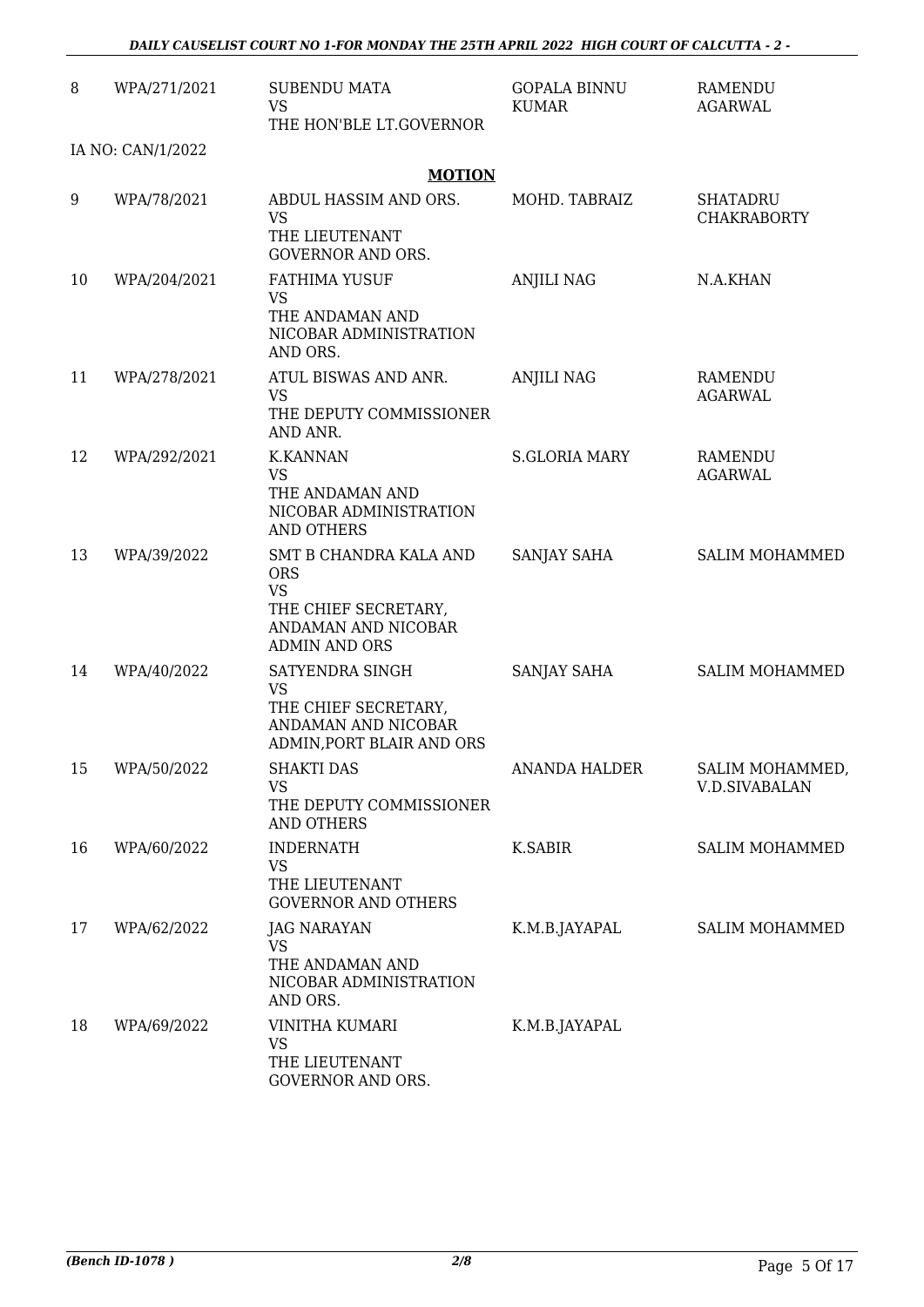| 8 | WPA/271/2021 | SUBENDU MATA<br>VS<br>THE HON'BLE LT.GOVERNOR | GOPALA BINNU KUMAR | RAMENDU AGARWAL |
|---|---|---|---|---|

IA NO: CAN/1/2022

**MOTION**

| 9 | WPA/78/2021 | ABDUL HASSIM AND ORS.<br>VS<br>THE LIEUTENANT GOVERNOR AND ORS. | MOHD. TABRAIZ | SHATADRU CHAKRABORTY |
|---|---|---|---|---|
| 10 | WPA/204/2021 | FATHIMA YUSUF<br>VS<br>THE ANDAMAN AND NICOBAR ADMINISTRATION AND ORS. | ANJILI NAG | N.A.KHAN |
| 11 | WPA/278/2021 | ATUL BISWAS AND ANR.<br>VS<br>THE DEPUTY COMMISSIONER AND ANR. | ANJILI NAG | RAMENDU AGARWAL |
| 12 | WPA/292/2021 | K.KANNAN<br>VS<br>THE ANDAMAN AND NICOBAR ADMINISTRATION AND OTHERS | S.GLORIA MARY | RAMENDU AGARWAL |
| 13 | WPA/39/2022 | SMT B CHANDRA KALA AND ORS<br>VS<br>THE CHIEF SECRETARY, ANDAMAN AND NICOBAR ADMIN AND ORS | SANJAY SAHA | SALIM MOHAMMED |
| 14 | WPA/40/2022 | SATYENDRA SINGH<br>VS<br>THE CHIEF SECRETARY, ANDAMAN AND NICOBAR ADMIN,PORT BLAIR AND ORS | SANJAY SAHA | SALIM MOHAMMED |
| 15 | WPA/50/2022 | SHAKTI DAS<br>VS<br>THE DEPUTY COMMISSIONER AND OTHERS | ANANDA HALDER | SALIM MOHAMMED, V.D.SIVABALAN |
| 16 | WPA/60/2022 | INDERNATH<br>VS<br>THE LIEUTENANT GOVERNOR AND OTHERS | K.SABIR | SALIM MOHAMMED |
| 17 | WPA/62/2022 | JAG NARAYAN<br>VS<br>THE ANDAMAN AND NICOBAR ADMINISTRATION AND ORS. | K.M.B.JAYAPAL | SALIM MOHAMMED |
| 18 | WPA/69/2022 | VINITHA KUMARI<br>VS<br>THE LIEUTENANT GOVERNOR AND ORS. | K.M.B.JAYAPAL | |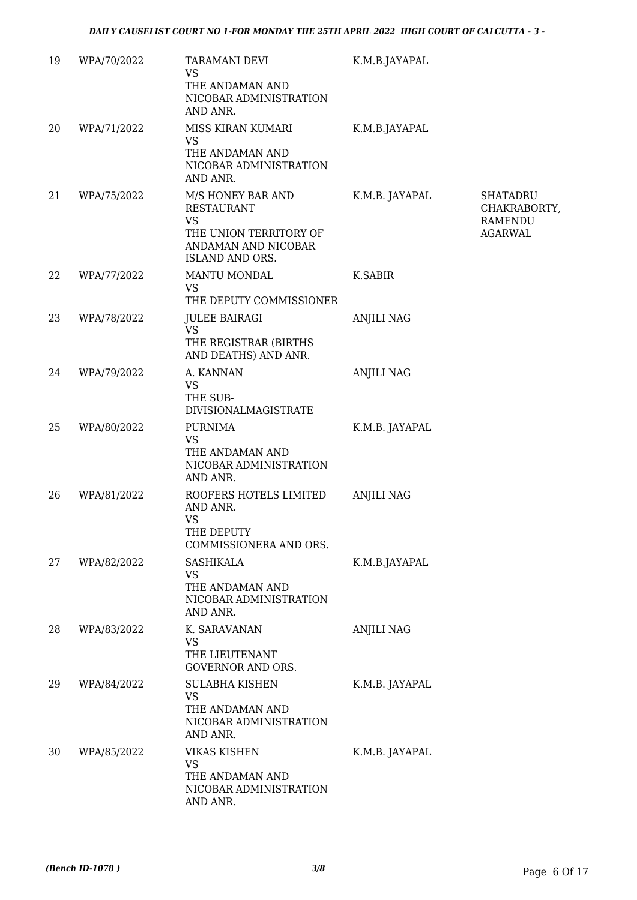| | | | | |
|---|---|---|---|---|
| 19 | WPA/70/2022 | TARAMANI DEVI<br>VS<br>THE ANDAMAN AND NICOBAR ADMINISTRATION AND ANR. | K.M.B.JAYAPAL | |
| 20 | WPA/71/2022 | MISS KIRAN KUMARI<br>VS<br>THE ANDAMAN AND NICOBAR ADMINISTRATION AND ANR. | K.M.B.JAYAPAL | |
| 21 | WPA/75/2022 | M/S HONEY BAR AND RESTAURANT<br>VS<br>THE UNION TERRITORY OF ANDAMAN AND NICOBAR ISLAND AND ORS. | K.M.B. JAYAPAL | SHATADRU CHAKRABORTY, RAMENDU AGARWAL |
| 22 | WPA/77/2022 | MANTU MONDAL<br>VS<br>THE DEPUTY COMMISSIONER | K.SABIR | |
| 23 | WPA/78/2022 | JULEE BAIRAGI<br>VS<br>THE REGISTRAR (BIRTHS AND DEATHS) AND ANR. | ANJILI NAG | |
| 24 | WPA/79/2022 | A. KANNAN<br>VS<br>THE SUB-DIVISIONALMAGISTRATE | ANJILI NAG | |
| 25 | WPA/80/2022 | PURNIMA<br>VS<br>THE ANDAMAN AND NICOBAR ADMINISTRATION AND ANR. | K.M.B. JAYAPAL | |
| 26 | WPA/81/2022 | ROOFERS HOTELS LIMITED AND ANR.<br>VS<br>THE DEPUTY COMMISSIONERA AND ORS. | ANJILI NAG | |
| 27 | WPA/82/2022 | SASHIKALA<br>VS<br>THE ANDAMAN AND NICOBAR ADMINISTRATION AND ANR. | K.M.B.JAYAPAL | |
| 28 | WPA/83/2022 | K. SARAVANAN<br>VS<br>THE LIEUTENANT GOVERNOR AND ORS. | ANJILI NAG | |
| 29 | WPA/84/2022 | SULABHA KISHEN<br>VS<br>THE ANDAMAN AND NICOBAR ADMINISTRATION AND ANR. | K.M.B. JAYAPAL | |
| 30 | WPA/85/2022 | VIKAS KISHEN<br>VS<br>THE ANDAMAN AND NICOBAR ADMINISTRATION AND ANR. | K.M.B. JAYAPAL | |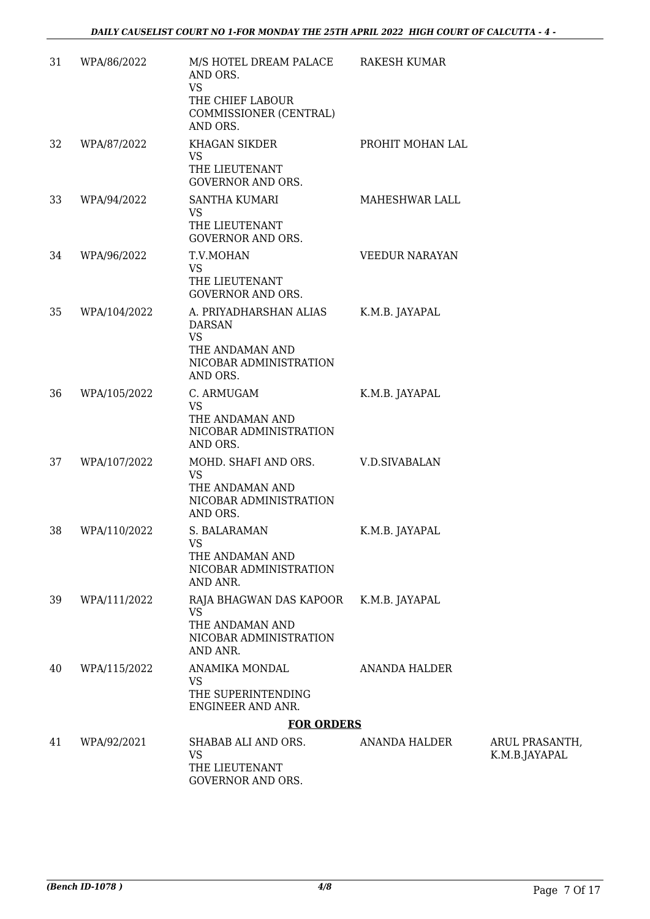| 31 | WPA/86/2022 | M/S HOTEL DREAM PALACE AND ORS.<br>VS<br>THE CHIEF LABOUR COMMISSIONER (CENTRAL) AND ORS. | RAKESH KUMAR | |
|---|---|---|---|---|
| 32 | WPA/87/2022 | KHAGAN SIKDER<br>VS<br>THE LIEUTENANT GOVERNOR AND ORS. | PROHIT MOHAN LAL | |
| 33 | WPA/94/2022 | SANTHA KUMARI<br>VS<br>THE LIEUTENANT GOVERNOR AND ORS. | MAHESHWAR LALL | |
| 34 | WPA/96/2022 | T.V.MOHAN<br>VS<br>THE LIEUTENANT GOVERNOR AND ORS. | VEEDUR NARAYAN | |
| 35 | WPA/104/2022 | A. PRIYADHARSHAN ALIAS DARSAN<br>VS<br>THE ANDAMAN AND NICOBAR ADMINISTRATION AND ORS. | K.M.B. JAYAPAL | |
| 36 | WPA/105/2022 | C. ARMUGAM<br>VS<br>THE ANDAMAN AND NICOBAR ADMINISTRATION AND ORS. | K.M.B. JAYAPAL | |
| 37 | WPA/107/2022 | MOHD. SHAFI AND ORS.<br>VS<br>THE ANDAMAN AND NICOBAR ADMINISTRATION AND ORS. | V.D.SIVABALAN | |
| 38 | WPA/110/2022 | S. BALARAMAN<br>VS<br>THE ANDAMAN AND NICOBAR ADMINISTRATION AND ANR. | K.M.B. JAYAPAL | |
| 39 | WPA/111/2022 | RAJA BHAGWAN DAS KAPOOR<br>VS<br>THE ANDAMAN AND NICOBAR ADMINISTRATION AND ANR. | K.M.B. JAYAPAL | |
| 40 | WPA/115/2022 | ANAMIKA MONDAL<br>VS<br>THE SUPERINTENDING ENGINEER AND ANR. | ANANDA HALDER | |

**FOR ORDERS**

| 41 | WPA/92/2021 | SHABAB ALI AND ORS.<br>VS<br>THE LIEUTENANT GOVERNOR AND ORS. | ANANDA HALDER | ARUL PRASANTH, K.M.B.JAYAPAL |
|---|---|---|---|---|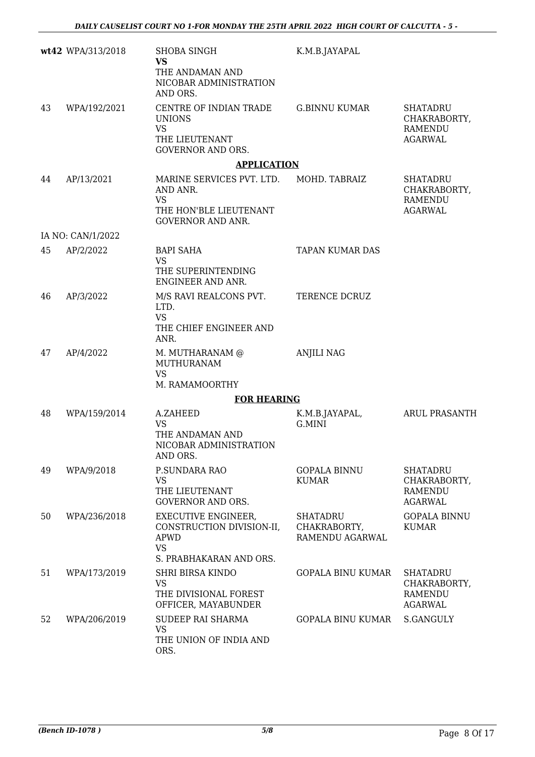| | | | | |
|---|---|---|---|---|
| **wt42** | WPA/313/2018 | SHOBA SINGH<br>**VS**<br>THE ANDAMAN AND NICOBAR ADMINISTRATION AND ORS. | K.M.B.JAYAPAL | |
| 43 | WPA/192/2021 | CENTRE OF INDIAN TRADE UNIONS<br>VS<br>THE LIEUTENANT GOVERNOR AND ORS. | G.BINNU KUMAR | SHATADRU CHAKRABORTY, RAMENDU AGARWAL |

**APPLICATION**

| | | | | |
|---|---|---|---|---|
| 44 | AP/13/2021 | MARINE SERVICES PVT. LTD. AND ANR.<br>VS<br>THE HON'BLE LIEUTENANT GOVERNOR AND ANR. | MOHD. TABRAIZ | SHATADRU CHAKRABORTY, RAMENDU AGARWAL |
| | IA NO: CAN/1/2022 | | | |
| 45 | AP/2/2022 | BAPI SAHA<br>VS<br>THE SUPERINTENDING ENGINEER AND ANR. | TAPAN KUMAR DAS | |
| 46 | AP/3/2022 | M/S RAVI REALCONS PVT. LTD.<br>VS<br>THE CHIEF ENGINEER AND ANR. | TERENCE DCRUZ | |
| 47 | AP/4/2022 | M. MUTHARANAM @ MUTHURANAM<br>VS<br>M. RAMAMOORTHY | ANJILI NAG | |

**FOR HEARING**

| | | | | |
|---|---|---|---|---|
| 48 | WPA/159/2014 | A.ZAHEED<br>VS<br>THE ANDAMAN AND NICOBAR ADMINISTRATION AND ORS. | K.M.B.JAYAPAL, G.MINI | ARUL PRASANTH |
| 49 | WPA/9/2018 | P.SUNDARA RAO<br>VS<br>THE LIEUTENANT GOVERNOR AND ORS. | GOPALA BINNU KUMAR | SHATADRU CHAKRABORTY, RAMENDU AGARWAL |
| 50 | WPA/236/2018 | EXECUTIVE ENGINEER, CONSTRUCTION DIVISION-II, APWD<br>VS<br>S. PRABHAKARAN AND ORS. | SHATADRU CHAKRABORTY, RAMENDU AGARWAL | GOPALA BINNU KUMAR |
| 51 | WPA/173/2019 | SHRI BIRSA KINDO<br>VS<br>THE DIVISIONAL FOREST OFFICER, MAYABUNDER | GOPALA BINU KUMAR | SHATADRU CHAKRABORTY, RAMENDU AGARWAL |
| 52 | WPA/206/2019 | SUDEEP RAI SHARMA<br>VS<br>THE UNION OF INDIA AND ORS. | GOPALA BINU KUMAR | S.GANGULY |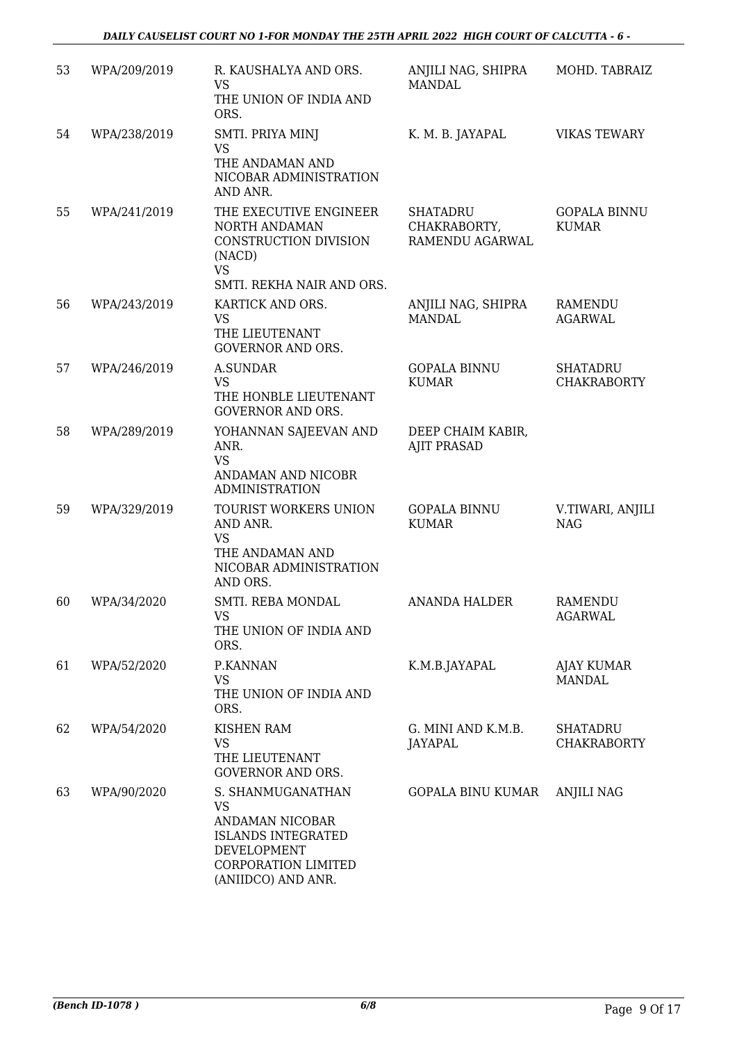| 53 | WPA/209/2019 | R. KAUSHALYA AND ORS.<br>VS<br>THE UNION OF INDIA AND ORS. | ANJILI NAG, SHIPRA MANDAL | MOHD. TABRAIZ |
|---|---|---|---|---|
| 54 | WPA/238/2019 | SMTI. PRIYA MINJ<br>VS<br>THE ANDAMAN AND NICOBAR ADMINISTRATION AND ANR. | K. M. B. JAYAPAL | VIKAS TEWARY |
| 55 | WPA/241/2019 | THE EXECUTIVE ENGINEER NORTH ANDAMAN CONSTRUCTION DIVISION (NACD)<br>VS<br>SMTI. REKHA NAIR AND ORS. | SHATADRU CHAKRABORTY, RAMENDU AGARWAL | GOPALA BINNU KUMAR |
| 56 | WPA/243/2019 | KARTICK AND ORS.<br>VS<br>THE LIEUTENANT GOVERNOR AND ORS. | ANJILI NAG, SHIPRA MANDAL | RAMENDU AGARWAL |
| 57 | WPA/246/2019 | A.SUNDAR<br>VS<br>THE HONBLE LIEUTENANT GOVERNOR AND ORS. | GOPALA BINNU KUMAR | SHATADRU CHAKRABORTY |
| 58 | WPA/289/2019 | YOHANNAN SAJEEVAN AND ANR.<br>VS<br>ANDAMAN AND NICOBR ADMINISTRATION | DEEP CHAIM KABIR, AJIT PRASAD | |
| 59 | WPA/329/2019 | TOURIST WORKERS UNION AND ANR.<br>VS<br>THE ANDAMAN AND NICOBAR ADMINISTRATION AND ORS. | GOPALA BINNU KUMAR | V.TIWARI, ANJILI NAG |
| 60 | WPA/34/2020 | SMTI. REBA MONDAL<br>VS<br>THE UNION OF INDIA AND ORS. | ANANDA HALDER | RAMENDU AGARWAL |
| 61 | WPA/52/2020 | P.KANNAN<br>VS<br>THE UNION OF INDIA AND ORS. | K.M.B.JAYAPAL | AJAY KUMAR MANDAL |
| 62 | WPA/54/2020 | KISHEN RAM<br>VS<br>THE LIEUTENANT GOVERNOR AND ORS. | G. MINI AND K.M.B. JAYAPAL | SHATADRU CHAKRABORTY |
| 63 | WPA/90/2020 | S. SHANMUGANATHAN<br>VS<br>ANDAMAN NICOBAR ISLANDS INTEGRATED DEVELOPMENT CORPORATION LIMITED (ANIIDCO) AND ANR. | GOPALA BINU KUMAR | ANJILI NAG |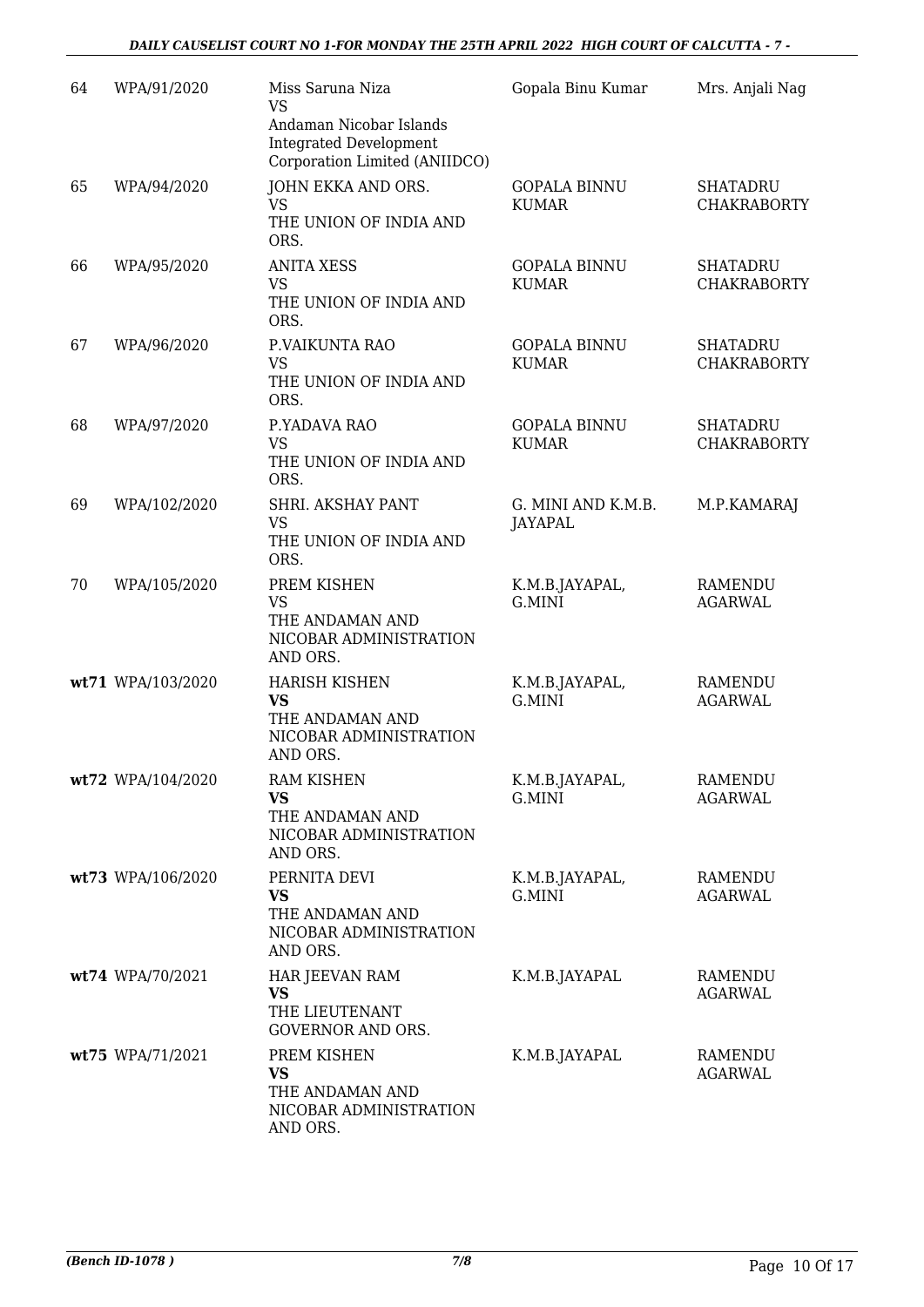| | | | | |
|---|---|---|---|---|
| 64 | WPA/91/2020 | Miss Saruna Niza<br>VS<br>Andaman Nicobar Islands Integrated Development Corporation Limited (ANIIDCO) | Gopala Binu Kumar | Mrs. Anjali Nag |
| 65 | WPA/94/2020 | JOHN EKKA AND ORS.<br>VS<br>THE UNION OF INDIA AND ORS. | GOPALA BINNU KUMAR | SHATADRU CHAKRABORTY |
| 66 | WPA/95/2020 | ANITA XESS<br>VS<br>THE UNION OF INDIA AND ORS. | GOPALA BINNU KUMAR | SHATADRU CHAKRABORTY |
| 67 | WPA/96/2020 | P.VAIKUNTA RAO<br>VS<br>THE UNION OF INDIA AND ORS. | GOPALA BINNU KUMAR | SHATADRU CHAKRABORTY |
| 68 | WPA/97/2020 | P.YADAVA RAO<br>VS<br>THE UNION OF INDIA AND ORS. | GOPALA BINNU KUMAR | SHATADRU CHAKRABORTY |
| 69 | WPA/102/2020 | SHRI. AKSHAY PANT<br>VS<br>THE UNION OF INDIA AND ORS. | G. MINI AND K.M.B. JAYAPAL | M.P.KAMARAJ |
| 70 | WPA/105/2020 | PREM KISHEN<br>VS<br>THE ANDAMAN AND NICOBAR ADMINISTRATION AND ORS. | K.M.B.JAYAPAL, G.MINI | RAMENDU AGARWAL |
| **wt71** | WPA/103/2020 | HARISH KISHEN<br>**VS**<br>THE ANDAMAN AND NICOBAR ADMINISTRATION AND ORS. | K.M.B.JAYAPAL, G.MINI | RAMENDU AGARWAL |
| **wt72** | WPA/104/2020 | RAM KISHEN<br>**VS**<br>THE ANDAMAN AND NICOBAR ADMINISTRATION AND ORS. | K.M.B.JAYAPAL, G.MINI | RAMENDU AGARWAL |
| **wt73** | WPA/106/2020 | PERNITA DEVI<br>**VS**<br>THE ANDAMAN AND NICOBAR ADMINISTRATION AND ORS. | K.M.B.JAYAPAL, G.MINI | RAMENDU AGARWAL |
| **wt74** | WPA/70/2021 | HAR JEEVAN RAM<br>**VS**<br>THE LIEUTENANT GOVERNOR AND ORS. | K.M.B.JAYAPAL | RAMENDU AGARWAL |
| **wt75** | WPA/71/2021 | PREM KISHEN<br>**VS**<br>THE ANDAMAN AND NICOBAR ADMINISTRATION AND ORS. | K.M.B.JAYAPAL | RAMENDU AGARWAL |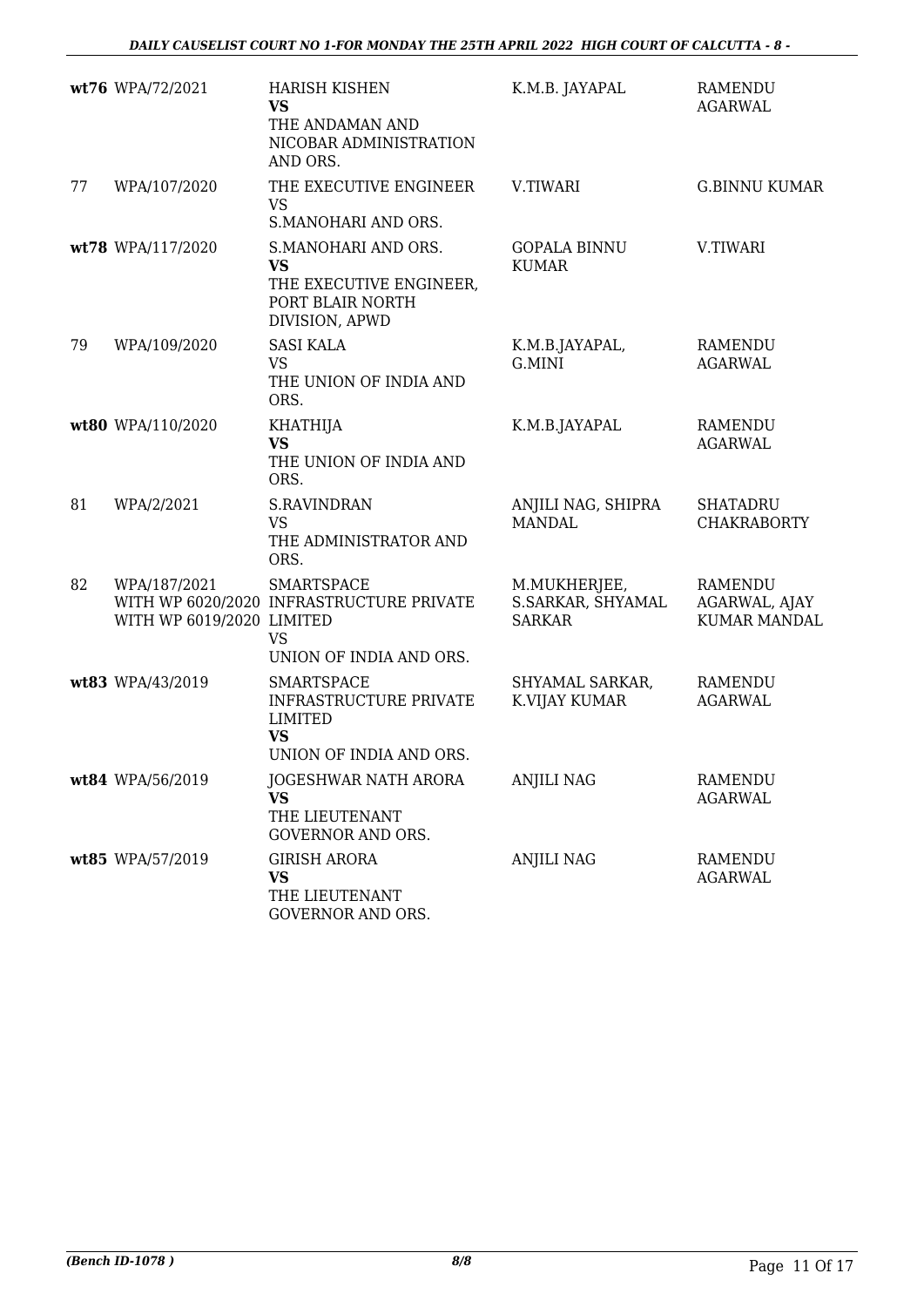| | | | | |
|---|---|---|---|---|
| wt76 | WPA/72/2021 | HARISH KISHEN<br>**VS**<br>THE ANDAMAN AND NICOBAR ADMINISTRATION AND ORS. | K.M.B. JAYAPAL | RAMENDU AGARWAL |
| 77 | WPA/107/2020 | THE EXECUTIVE ENGINEER<br>VS<br>S.MANOHARI AND ORS. | V.TIWARI | G.BINNU KUMAR |
| wt78 | WPA/117/2020 | S.MANOHARI AND ORS.<br>**VS**<br>THE EXECUTIVE ENGINEER, PORT BLAIR NORTH DIVISION, APWD | GOPALA BINNU KUMAR | V.TIWARI |
| 79 | WPA/109/2020 | SASI KALA<br>VS<br>THE UNION OF INDIA AND ORS. | K.M.B.JAYAPAL, G.MINI | RAMENDU AGARWAL |
| wt80 | WPA/110/2020 | KHATHIJA<br>**VS**<br>THE UNION OF INDIA AND ORS. | K.M.B.JAYAPAL | RAMENDU AGARWAL |
| 81 | WPA/2/2021 | S.RAVINDRAN<br>VS<br>THE ADMINISTRATOR AND ORS. | ANJILI NAG, SHIPRA MANDAL | SHATADRU CHAKRABORTY |
| 82 | WPA/187/2021<br>WITH WP 6020/2020<br>WITH WP 6019/2020 | SMARTSPACE INFRASTRUCTURE PRIVATE LIMITED<br>VS<br>UNION OF INDIA AND ORS. | M.MUKHERJEE, S.SARKAR, SHYAMAL SARKAR | RAMENDU AGARWAL, AJAY KUMAR MANDAL |
| wt83 | WPA/43/2019 | SMARTSPACE INFRASTRUCTURE PRIVATE LIMITED<br>**VS**<br>UNION OF INDIA AND ORS. | SHYAMAL SARKAR, K.VIJAY KUMAR | RAMENDU AGARWAL |
| wt84 | WPA/56/2019 | JOGESHWAR NATH ARORA<br>**VS**<br>THE LIEUTENANT GOVERNOR AND ORS. | ANJILI NAG | RAMENDU AGARWAL |
| wt85 | WPA/57/2019 | GIRISH ARORA<br>**VS**<br>THE LIEUTENANT GOVERNOR AND ORS. | ANJILI NAG | RAMENDU AGARWAL |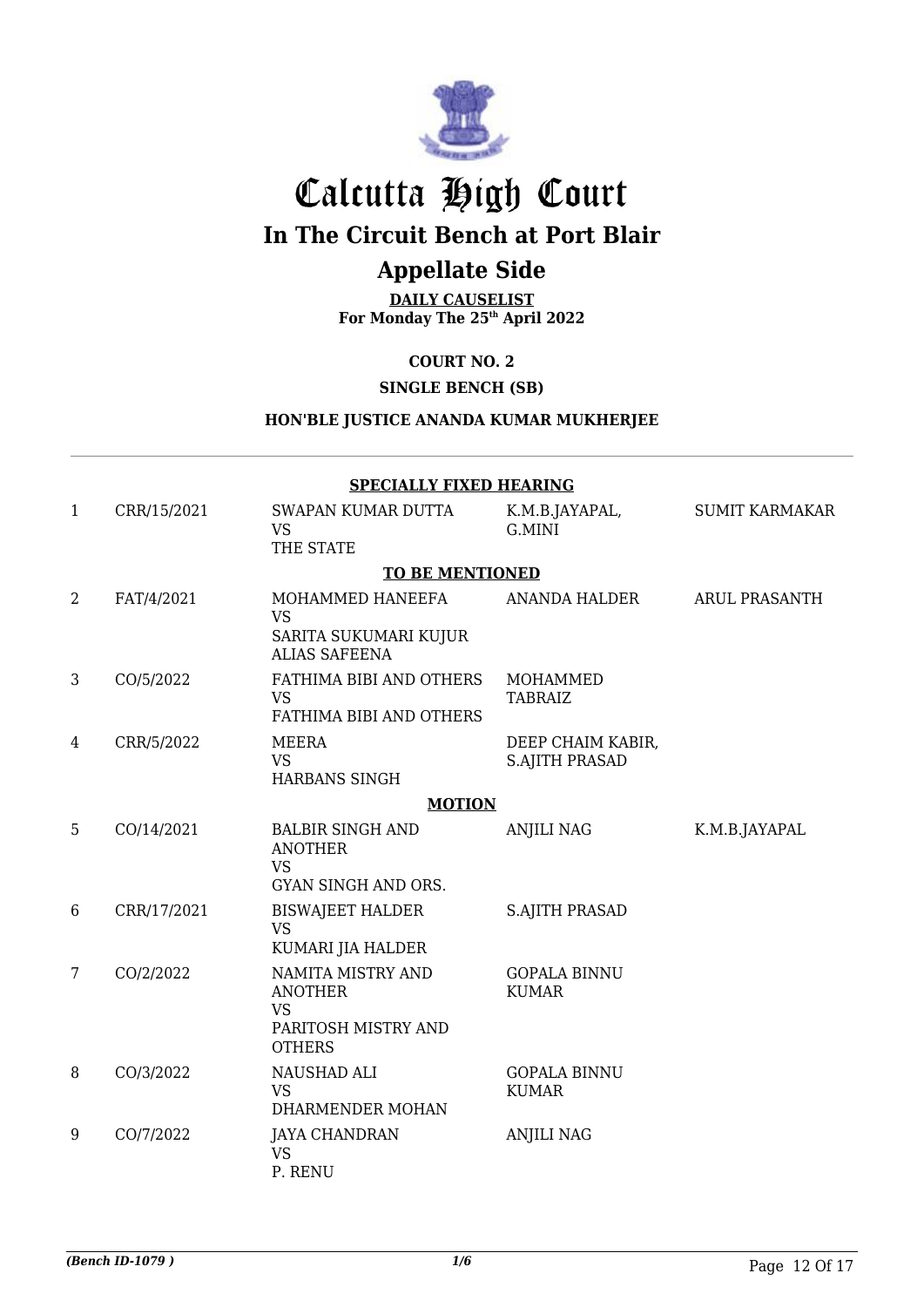# Calcutta High Court

## In The Circuit Bench at Port Blair

## Appellate Side

**DAILY CAUSELIST**
**For Monday The 25th April 2022**

**COURT NO. 2**

**SINGLE BENCH (SB)**

**HON'BLE JUSTICE ANANDA KUMAR MUKHERJEE**

| | | | | |
|---|---|---|---|---|
| | | **SPECIALLY FIXED HEARING** | | |
| 1 | CRR/15/2021 | SWAPAN KUMAR DUTTA VS THE STATE | K.M.B.JAYAPAL, G.MINI | SUMIT KARMAKAR |
| | | **TO BE MENTIONED** | | |
| 2 | FAT/4/2021 | MOHAMMED HANEEFA VS SARITA SUKUMARI KUJUR ALIAS SAFEENA | ANANDA HALDER | ARUL PRASANTH |
| 3 | CO/5/2022 | FATHIMA BIBI AND OTHERS VS FATHIMA BIBI AND OTHERS | MOHAMMED TABRAIZ | |
| 4 | CRR/5/2022 | MEERA VS HARBANS SINGH | DEEP CHAIM KABIR, S.AJITH PRASAD | |
| | | **MOTION** | | |
| 5 | CO/14/2021 | BALBIR SINGH AND ANOTHER VS GYAN SINGH AND ORS. | ANJILI NAG | K.M.B.JAYAPAL |
| 6 | CRR/17/2021 | BISWAJEET HALDER VS KUMARI JIA HALDER | S.AJITH PRASAD | |
| 7 | CO/2/2022 | NAMITA MISTRY AND ANOTHER VS PARITOSH MISTRY AND OTHERS | GOPALA BINNU KUMAR | |
| 8 | CO/3/2022 | NAUSHAD ALI VS DHARMENDER MOHAN | GOPALA BINNU KUMAR | |
| 9 | CO/7/2022 | JAYA CHANDRAN VS P. RENU | ANJILI NAG | |

*(Bench ID-1079 )* 1/6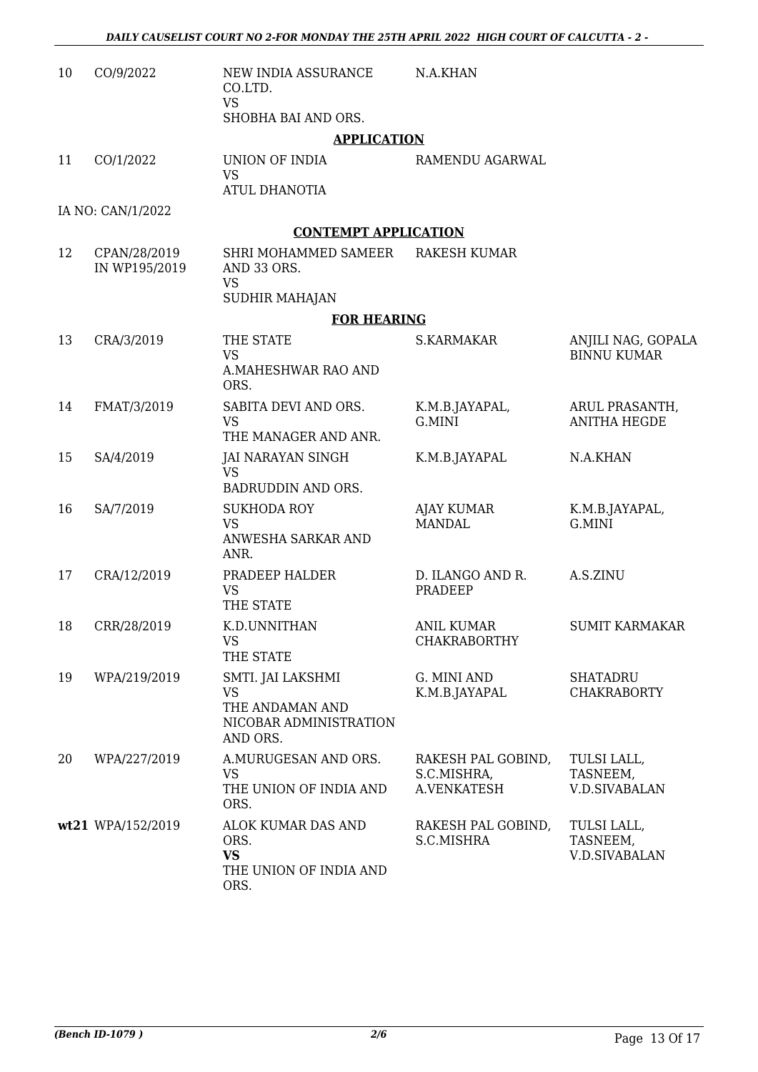| | | | | |
|---|---|---|---|---|
| 10 | CO/9/2022 | NEW INDIA ASSURANCE CO.LTD.<br>VS<br>SHOBHA BAI AND ORS. | N.A.KHAN | |

**APPLICATION**

| | | | | |
|---|---|---|---|---|
| 11 | CO/1/2022 | UNION OF INDIA<br>VS<br>ATUL DHANOTIA | RAMENDU AGARWAL | |

IA NO: CAN/1/2022

**CONTEMPT APPLICATION**

| | | | | |
|---|---|---|---|---|
| 12 | CPAN/28/2019 IN WP195/2019 | SHRI MOHAMMED SAMEER AND 33 ORS.<br>VS<br>SUDHIR MAHAJAN | RAKESH KUMAR | |

**FOR HEARING**

| | | | | |
|---|---|---|---|---|
| 13 | CRA/3/2019 | THE STATE<br>VS<br>A.MAHESHWAR RAO AND ORS. | S.KARMAKAR | ANJILI NAG, GOPALA BINNU KUMAR |
| 14 | FMAT/3/2019 | SABITA DEVI AND ORS.<br>VS<br>THE MANAGER AND ANR. | K.M.B.JAYAPAL, G.MINI | ARUL PRASANTH, ANITHA HEGDE |
| 15 | SA/4/2019 | JAI NARAYAN SINGH<br>VS<br>BADRUDDIN AND ORS. | K.M.B.JAYAPAL | N.A.KHAN |
| 16 | SA/7/2019 | SUKHODA ROY<br>VS<br>ANWESHA SARKAR AND ANR. | AJAY KUMAR MANDAL | K.M.B.JAYAPAL, G.MINI |
| 17 | CRA/12/2019 | PRADEEP HALDER<br>VS<br>THE STATE | D. ILANGO AND R. PRADEEP | A.S.ZINU |
| 18 | CRR/28/2019 | K.D.UNNITHAN<br>VS<br>THE STATE | ANIL KUMAR CHAKRABORTHY | SUMIT KARMAKAR |
| 19 | WPA/219/2019 | SMTI. JAI LAKSHMI<br>VS<br>THE ANDAMAN AND NICOBAR ADMINISTRATION AND ORS. | G. MINI AND K.M.B.JAYAPAL | SHATADRU CHAKRABORTY |
| 20 | WPA/227/2019 | A.MURUGESAN AND ORS.<br>VS<br>THE UNION OF INDIA AND ORS. | RAKESH PAL GOBIND, S.C.MISHRA, A.VENKATESH | TULSI LALL, TASNEEM, V.D.SIVABALAN |
| **wt21** | WPA/152/2019 | ALOK KUMAR DAS AND ORS.<br>**VS**<br>THE UNION OF INDIA AND ORS. | RAKESH PAL GOBIND, S.C.MISHRA | TULSI LALL, TASNEEM, V.D.SIVABALAN |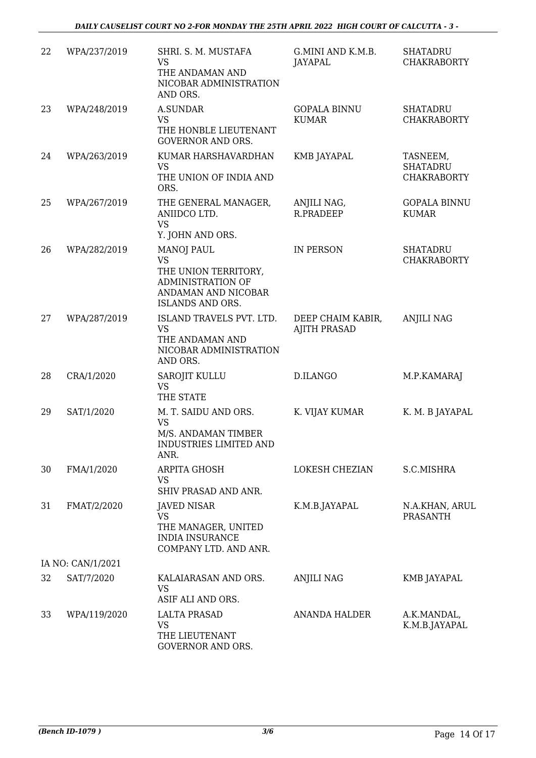| 22 | WPA/237/2019 | SHRI. S. M. MUSTAFA<br>VS<br>THE ANDAMAN AND NICOBAR ADMINISTRATION AND ORS. | G.MINI AND K.M.B. JAYAPAL | SHATADRU CHAKRABORTY |
|---|---|---|---|---|
| 23 | WPA/248/2019 | A.SUNDAR<br>VS<br>THE HONBLE LIEUTENANT GOVERNOR AND ORS. | GOPALA BINNU KUMAR | SHATADRU CHAKRABORTY |
| 24 | WPA/263/2019 | KUMAR HARSHAVARDHAN<br>VS<br>THE UNION OF INDIA AND ORS. | KMB JAYAPAL | TASNEEM, SHATADRU CHAKRABORTY |
| 25 | WPA/267/2019 | THE GENERAL MANAGER, ANIIDCO LTD.<br>VS<br>Y. JOHN AND ORS. | ANJILI NAG, R.PRADEEP | GOPALA BINNU KUMAR |
| 26 | WPA/282/2019 | MANOJ PAUL<br>VS<br>THE UNION TERRITORY, ADMINISTRATION OF ANDAMAN AND NICOBAR ISLANDS AND ORS. | IN PERSON | SHATADRU CHAKRABORTY |
| 27 | WPA/287/2019 | ISLAND TRAVELS PVT. LTD.<br>VS<br>THE ANDAMAN AND NICOBAR ADMINISTRATION AND ORS. | DEEP CHAIM KABIR, AJITH PRASAD | ANJILI NAG |
| 28 | CRA/1/2020 | SAROJIT KULLU<br>VS<br>THE STATE | D.ILANGO | M.P.KAMARAJ |
| 29 | SAT/1/2020 | M. T. SAIDU AND ORS.<br>VS<br>M/S. ANDAMAN TIMBER INDUSTRIES LIMITED AND ANR. | K. VIJAY KUMAR | K. M. B JAYAPAL |
| 30 | FMA/1/2020 | ARPITA GHOSH<br>VS<br>SHIV PRASAD AND ANR. | LOKESH CHEZIAN | S.C.MISHRA |
| 31 | FMAT/2/2020 | JAVED NISAR<br>VS<br>THE MANAGER, UNITED INDIA INSURANCE COMPANY LTD. AND ANR. | K.M.B.JAYAPAL | N.A.KHAN, ARUL PRASANTH |
| | IA NO: CAN/1/2021 | | | |
| 32 | SAT/7/2020 | KALAIARASAN AND ORS.<br>VS<br>ASIF ALI AND ORS. | ANJILI NAG | KMB JAYAPAL |
| 33 | WPA/119/2020 | LALTA PRASAD<br>VS<br>THE LIEUTENANT GOVERNOR AND ORS. | ANANDA HALDER | A.K.MANDAL, K.M.B.JAYAPAL |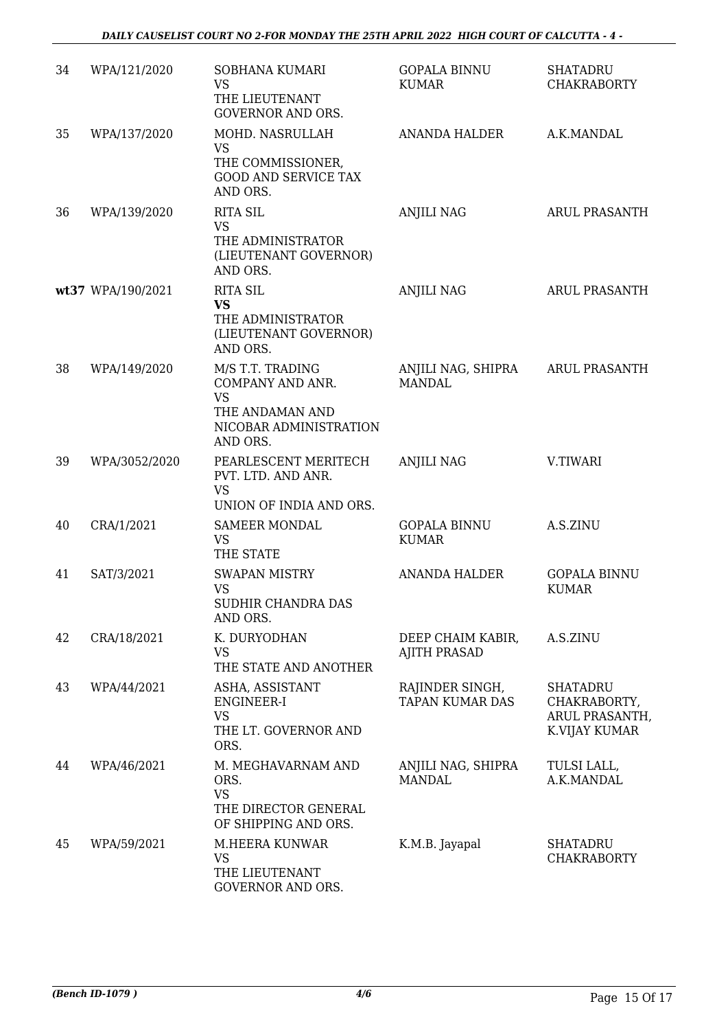| | | | | |
|---|---|---|---|---|
| 34 | WPA/121/2020 | SOBHANA KUMARI<br>VS<br>THE LIEUTENANT GOVERNOR AND ORS. | GOPALA BINNU KUMAR | SHATADRU CHAKRABORTY |
| 35 | WPA/137/2020 | MOHD. NASRULLAH<br>VS<br>THE COMMISSIONER, GOOD AND SERVICE TAX AND ORS. | ANANDA HALDER | A.K.MANDAL |
| 36 | WPA/139/2020 | RITA SIL<br>VS<br>THE ADMINISTRATOR (LIEUTENANT GOVERNOR) AND ORS. | ANJILI NAG | ARUL PRASANTH |
| wt37 | WPA/190/2021 | RITA SIL<br>**VS**<br>THE ADMINISTRATOR (LIEUTENANT GOVERNOR) AND ORS. | ANJILI NAG | ARUL PRASANTH |
| 38 | WPA/149/2020 | M/S T.T. TRADING COMPANY AND ANR.<br>VS<br>THE ANDAMAN AND NICOBAR ADMINISTRATION AND ORS. | ANJILI NAG, SHIPRA MANDAL | ARUL PRASANTH |
| 39 | WPA/3052/2020 | PEARLESCENT MERITECH PVT. LTD. AND ANR.<br>VS<br>UNION OF INDIA AND ORS. | ANJILI NAG | V.TIWARI |
| 40 | CRA/1/2021 | SAMEER MONDAL<br>VS<br>THE STATE | GOPALA BINNU KUMAR | A.S.ZINU |
| 41 | SAT/3/2021 | SWAPAN MISTRY<br>VS<br>SUDHIR CHANDRA DAS AND ORS. | ANANDA HALDER | GOPALA BINNU KUMAR |
| 42 | CRA/18/2021 | K. DURYODHAN<br>VS<br>THE STATE AND ANOTHER | DEEP CHAIM KABIR, AJITH PRASAD | A.S.ZINU |
| 43 | WPA/44/2021 | ASHA, ASSISTANT ENGINEER-I<br>VS<br>THE LT. GOVERNOR AND ORS. | RAJINDER SINGH, TAPAN KUMAR DAS | SHATADRU CHAKRABORTY, ARUL PRASANTH, K.VIJAY KUMAR |
| 44 | WPA/46/2021 | M. MEGHAVARNAM AND ORS.<br>VS<br>THE DIRECTOR GENERAL OF SHIPPING AND ORS. | ANJILI NAG, SHIPRA MANDAL | TULSI LALL, A.K.MANDAL |
| 45 | WPA/59/2021 | M.HEERA KUNWAR<br>VS<br>THE LIEUTENANT GOVERNOR AND ORS. | K.M.B. Jayapal | SHATADRU CHAKRABORTY |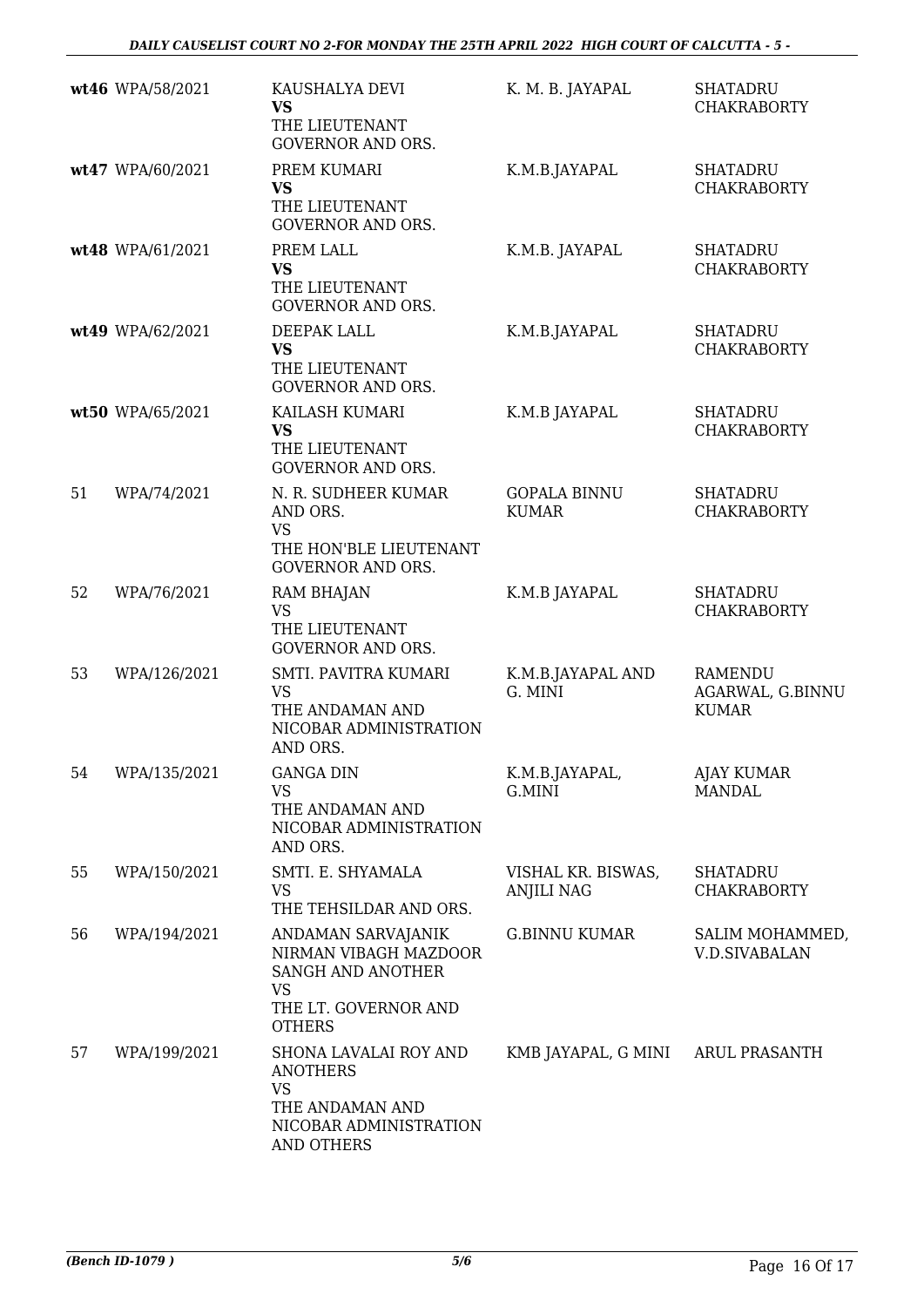| | | | | |
|---|---|---|---|---|
| **wt46** | WPA/58/2021 | KAUSHALYA DEVI<br>**VS**<br>THE LIEUTENANT GOVERNOR AND ORS. | K. M. B. JAYAPAL | SHATADRU CHAKRABORTY |
| **wt47** | WPA/60/2021 | PREM KUMARI<br>**VS**<br>THE LIEUTENANT GOVERNOR AND ORS. | K.M.B.JAYAPAL | SHATADRU CHAKRABORTY |
| **wt48** | WPA/61/2021 | PREM LALL<br>**VS**<br>THE LIEUTENANT GOVERNOR AND ORS. | K.M.B. JAYAPAL | SHATADRU CHAKRABORTY |
| **wt49** | WPA/62/2021 | DEEPAK LALL<br>**VS**<br>THE LIEUTENANT GOVERNOR AND ORS. | K.M.B.JAYAPAL | SHATADRU CHAKRABORTY |
| **wt50** | WPA/65/2021 | KAILASH KUMARI<br>**VS**<br>THE LIEUTENANT GOVERNOR AND ORS. | K.M.B JAYAPAL | SHATADRU CHAKRABORTY |
| 51 | WPA/74/2021 | N. R. SUDHEER KUMAR AND ORS.<br>VS<br>THE HON'BLE LIEUTENANT GOVERNOR AND ORS. | GOPALA BINNU KUMAR | SHATADRU CHAKRABORTY |
| 52 | WPA/76/2021 | RAM BHAJAN<br>VS<br>THE LIEUTENANT GOVERNOR AND ORS. | K.M.B JAYAPAL | SHATADRU CHAKRABORTY |
| 53 | WPA/126/2021 | SMTI. PAVITRA KUMARI<br>VS<br>THE ANDAMAN AND NICOBAR ADMINISTRATION AND ORS. | K.M.B.JAYAPAL AND G. MINI | RAMENDU AGARWAL, G.BINNU KUMAR |
| 54 | WPA/135/2021 | GANGA DIN<br>VS<br>THE ANDAMAN AND NICOBAR ADMINISTRATION AND ORS. | K.M.B.JAYAPAL, G.MINI | AJAY KUMAR MANDAL |
| 55 | WPA/150/2021 | SMTI. E. SHYAMALA<br>VS<br>THE TEHSILDAR AND ORS. | VISHAL KR. BISWAS, ANJILI NAG | SHATADRU CHAKRABORTY |
| 56 | WPA/194/2021 | ANDAMAN SARVAJANIK NIRMAN VIBAGH MAZDOOR SANGH AND ANOTHER<br>VS<br>THE LT. GOVERNOR AND OTHERS | G.BINNU KUMAR | SALIM MOHAMMED, V.D.SIVABALAN |
| 57 | WPA/199/2021 | SHONA LAVALAI ROY AND ANOTHERS<br>VS<br>THE ANDAMAN AND NICOBAR ADMINISTRATION AND OTHERS | KMB JAYAPAL, G MINI | ARUL PRASANTH |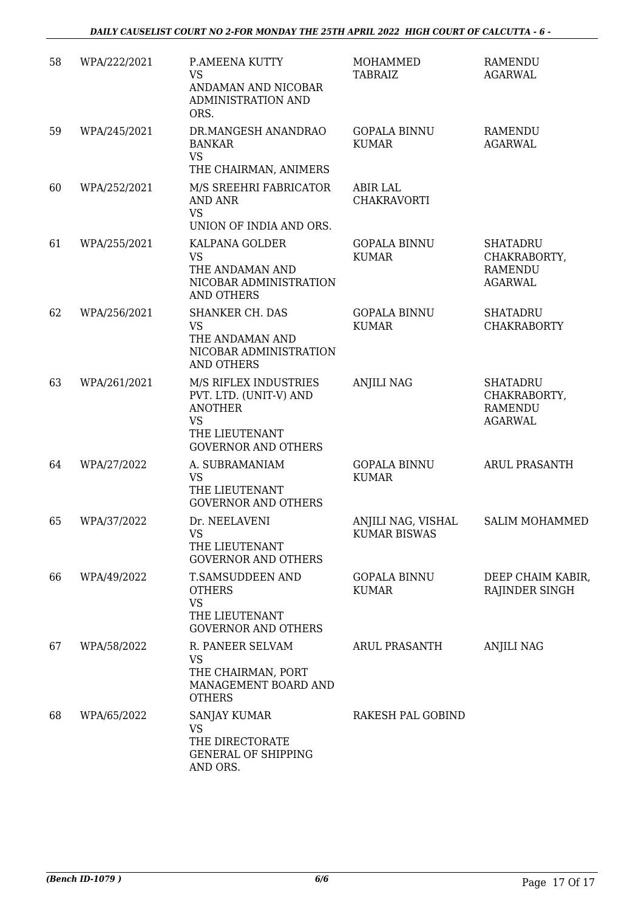| | | | | |
|---|---|---|---|---|
| 58 | WPA/222/2021 | P.AMEENA KUTTY<br>VS<br>ANDAMAN AND NICOBAR ADMINISTRATION AND ORS. | MOHAMMED TABRAIZ | RAMENDU AGARWAL |
| 59 | WPA/245/2021 | DR.MANGESH ANANDRAO BANKAR<br>VS<br>THE CHAIRMAN, ANIMERS | GOPALA BINNU KUMAR | RAMENDU AGARWAL |
| 60 | WPA/252/2021 | M/S SREEHRI FABRICATOR AND ANR<br>VS<br>UNION OF INDIA AND ORS. | ABIR LAL CHAKRAVORTI | |
| 61 | WPA/255/2021 | KALPANA GOLDER<br>VS<br>THE ANDAMAN AND NICOBAR ADMINISTRATION AND OTHERS | GOPALA BINNU KUMAR | SHATADRU CHAKRABORTY, RAMENDU AGARWAL |
| 62 | WPA/256/2021 | SHANKER CH. DAS<br>VS<br>THE ANDAMAN AND NICOBAR ADMINISTRATION AND OTHERS | GOPALA BINNU KUMAR | SHATADRU CHAKRABORTY |
| 63 | WPA/261/2021 | M/S RIFLEX INDUSTRIES PVT. LTD. (UNIT-V) AND ANOTHER<br>VS<br>THE LIEUTENANT GOVERNOR AND OTHERS | ANJILI NAG | SHATADRU CHAKRABORTY, RAMENDU AGARWAL |
| 64 | WPA/27/2022 | A. SUBRAMANIAM<br>VS<br>THE LIEUTENANT GOVERNOR AND OTHERS | GOPALA BINNU KUMAR | ARUL PRASANTH |
| 65 | WPA/37/2022 | Dr. NEELAVENI<br>VS<br>THE LIEUTENANT GOVERNOR AND OTHERS | ANJILI NAG, VISHAL KUMAR BISWAS | SALIM MOHAMMED |
| 66 | WPA/49/2022 | T.SAMSUDDEEN AND OTHERS<br>VS<br>THE LIEUTENANT GOVERNOR AND OTHERS | GOPALA BINNU KUMAR | DEEP CHAIM KABIR, RAJINDER SINGH |
| 67 | WPA/58/2022 | R. PANEER SELVAM<br>VS<br>THE CHAIRMAN, PORT MANAGEMENT BOARD AND OTHERS | ARUL PRASANTH | ANJILI NAG |
| 68 | WPA/65/2022 | SANJAY KUMAR<br>VS<br>THE DIRECTORATE GENERAL OF SHIPPING AND ORS. | RAKESH PAL GOBIND | |